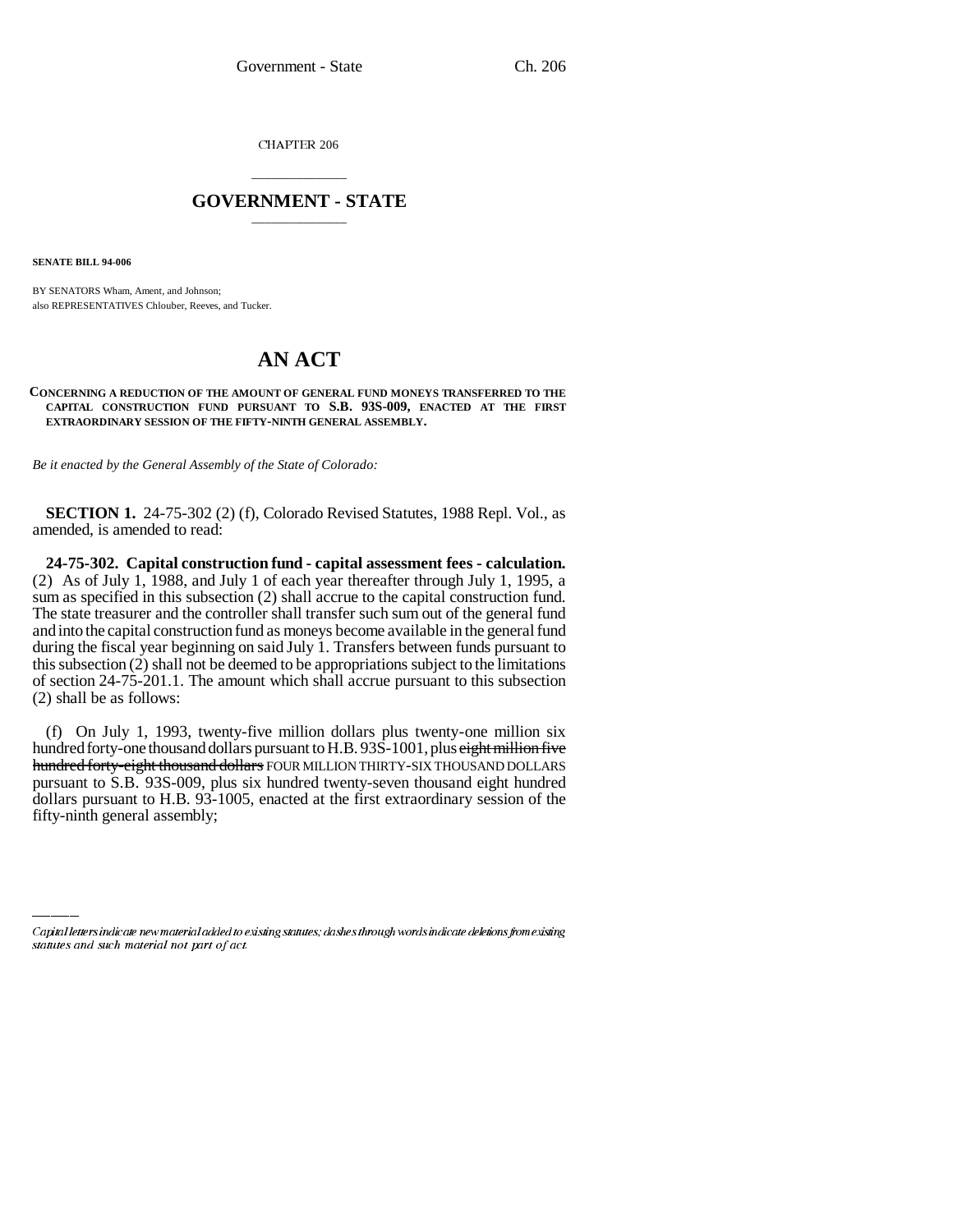CHAPTER 206

# GOVERNMENT - STATE

**SENATE BILL 94-006**

BY SENATORS Wham, Ament, and Johnson;
also REPRESENTATIVES Chlouber, Reeves, and Tucker.

# AN ACT

**CONCERNING A REDUCTION OF THE AMOUNT OF GENERAL FUND MONEYS TRANSFERRED TO THE CAPITAL CONSTRUCTION FUND PURSUANT TO S.B. 93S-009, ENACTED AT THE FIRST EXTRAORDINARY SESSION OF THE FIFTY-NINTH GENERAL ASSEMBLY.**

*Be it enacted by the General Assembly of the State of Colorado:*

**SECTION 1.** 24-75-302 (2) (f), Colorado Revised Statutes, 1988 Repl. Vol., as amended, is amended to read:

**24-75-302. Capital construction fund - capital assessment fees - calculation.** (2) As of July 1, 1988, and July 1 of each year thereafter through July 1, 1995, a sum as specified in this subsection (2) shall accrue to the capital construction fund. The state treasurer and the controller shall transfer such sum out of the general fund and into the capital construction fund as moneys become available in the general fund during the fiscal year beginning on said July 1. Transfers between funds pursuant to this subsection (2) shall not be deemed to be appropriations subject to the limitations of section 24-75-201.1. The amount which shall accrue pursuant to this subsection (2) shall be as follows:

(f) On July 1, 1993, twenty-five million dollars plus twenty-one million six hundred forty-one thousand dollars pursuant to H.B. 93S-1001, plus ~~eight million five hundred forty-eight thousand dollars~~ FOUR MILLION THIRTY-SIX THOUSAND DOLLARS pursuant to S.B. 93S-009, plus six hundred twenty-seven thousand eight hundred dollars pursuant to H.B. 93-1005, enacted at the first extraordinary session of the fifty-ninth general assembly;

Capital letters indicate new material added to existing statutes; dashes through words indicate deletions from existing statutes and such material not part of act.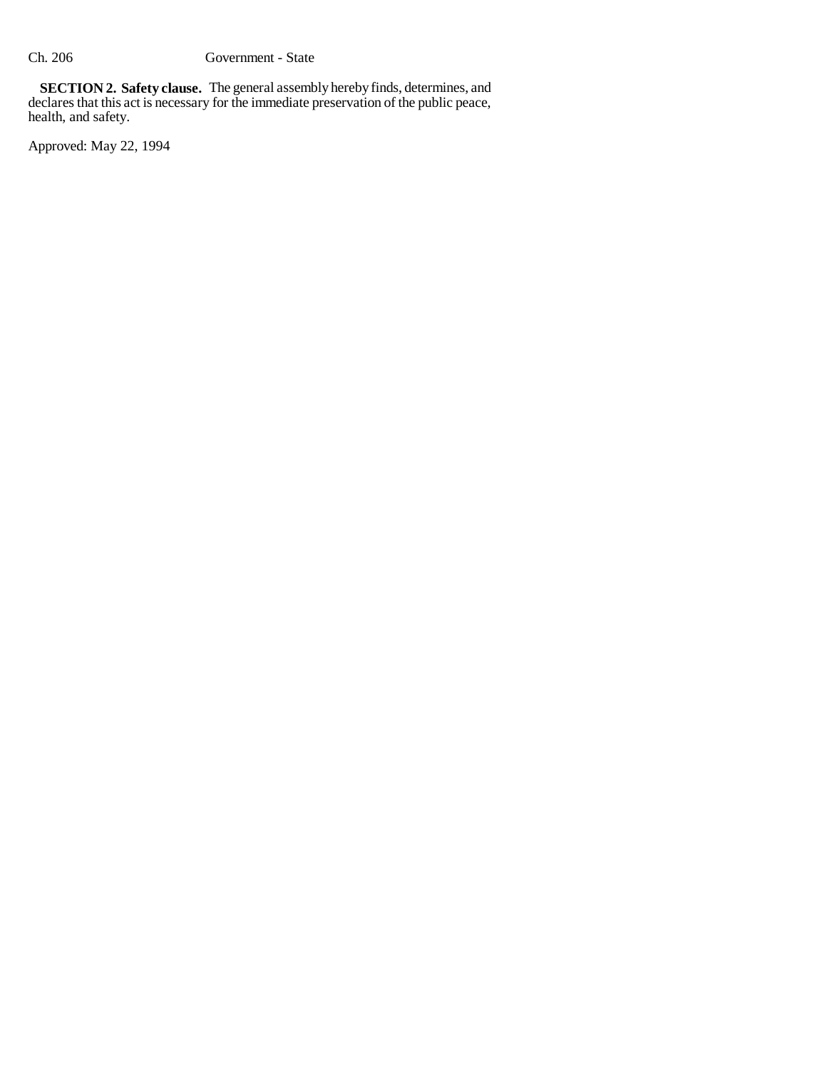**SECTION 2. Safety clause.** The general assembly hereby finds, determines, and declares that this act is necessary for the immediate preservation of the public peace, health, and safety.

Approved: May 22, 1994